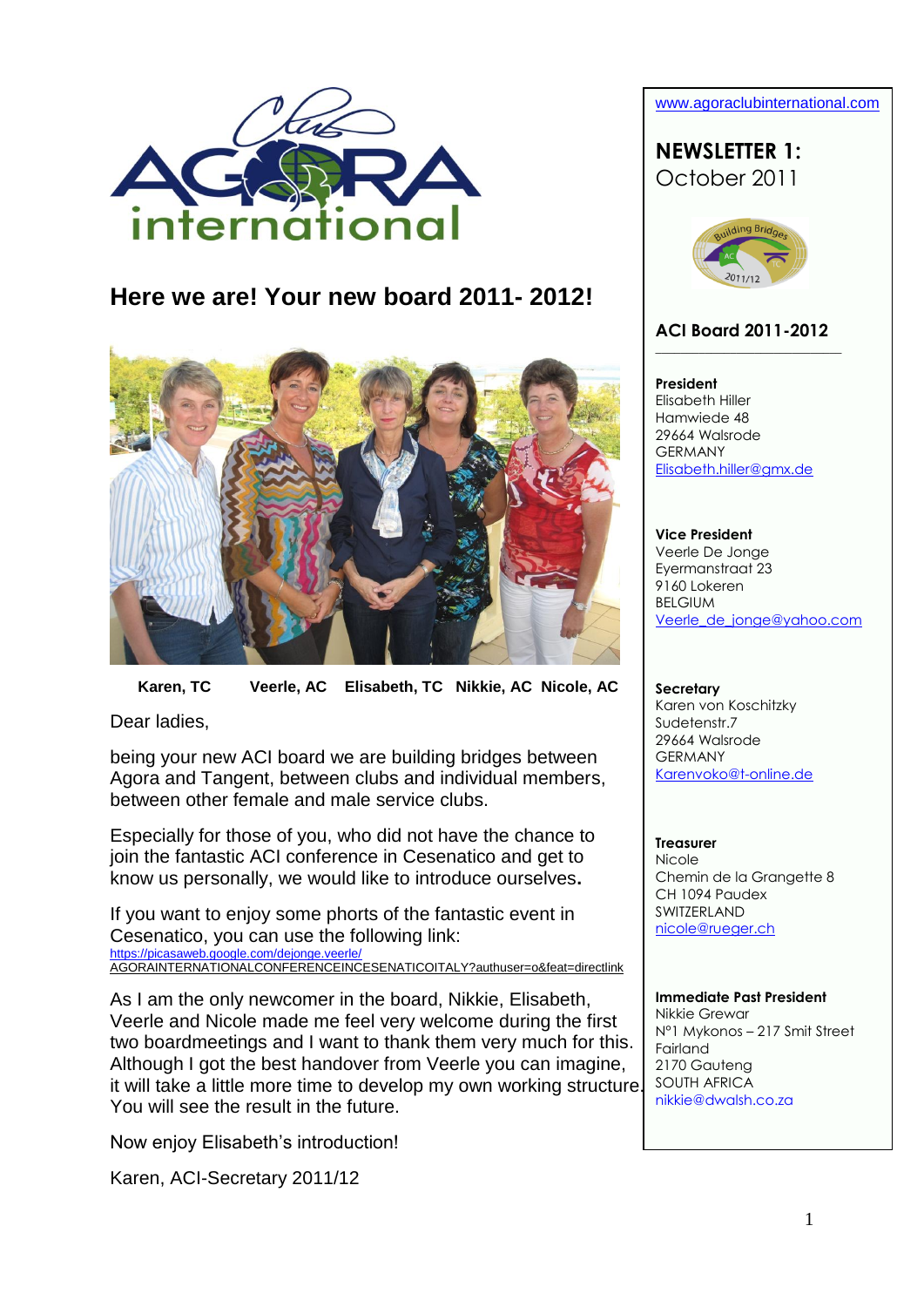# Here we are! Your new board 2011- 2012!

**Karen, TC Veerle, AC Elisabeth, TC Nikkie, AC Nicole, AC**

Dear ladies,

being your new ACI board we are building bridges between Agora and Tangent, between clubs and individual members, between other female and male service clubs.

Especially for those of you, who did not have the chance to join the fantastic ACI conference in Cesenatico and get to know us personally, we would like to introduce ourselves**.**

If you want to enjoy some phorts of the fantastic event in Cesenatico, you can use the following link:
https://picasaweb.google.com/dejonge.veerle/AGORAINTERNATIONALCONFERENCEINCESENATICOITALY?authuser=o&feat=directlink

As I am the only newcomer in the board, Nikkie, Elisabeth, Veerle and Nicole made me feel very welcome during the first two boardmeetings and I want to thank them very much for this. Although I got the best handover from Veerle you can imagine, it will take a little more time to develop my own working structure. You will see the result in the future.

Now enjoy Elisabeth's introduction!

Karen, ACI-Secretary 2011/12

www.agoraclubinternational.com

## NEWSLETTER 1:
October 2011

Building Bridges 2011/12

### ACI Board 2011-2012

**President**
Elisabeth Hiller
Hamwiede 48
29664 Walsrode
GERMANY
Elisabeth.hiller@gmx.de

**Vice President**
Veerle De Jonge
Eyermanstraat 23
9160 Lokeren
BELGIUM
Veerle_de_jonge@yahoo.com

**Secretary**
Karen von Koschitzky
Sudetenstr.7
29664 Walsrode
GERMANY
Karenvoko@t-online.de

**Treasurer**
Nicole
Chemin de la Grangette 8
CH 1094 Paudex
SWITZERLAND
nicole@rueger.ch

**Immediate Past President**
Nikkie Grewar
N°1 Mykonos – 217 Smit Street
Fairland
2170 Gauteng
SOUTH AFRICA
nikkie@dwalsh.co.za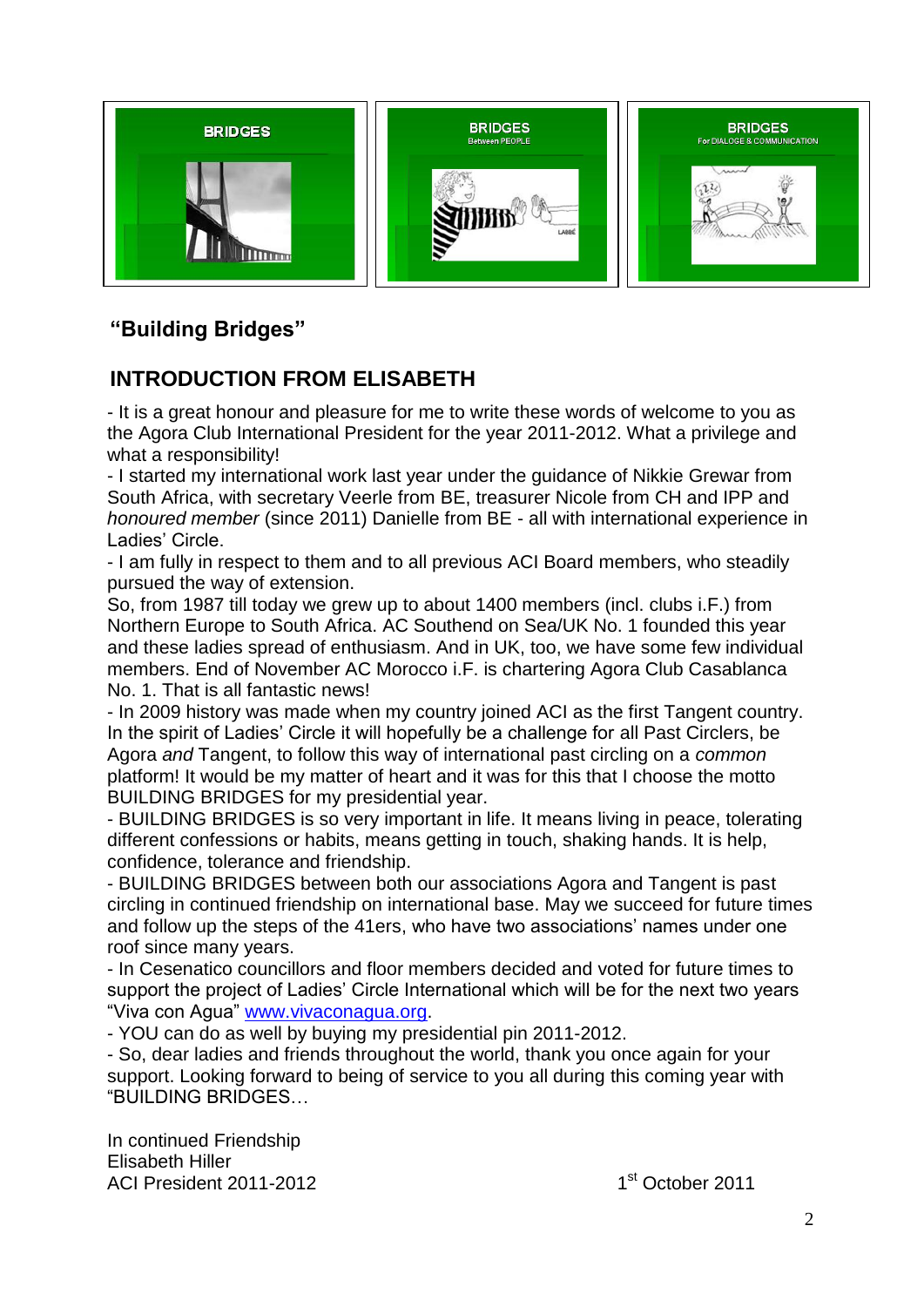## “Building Bridges”

## INTRODUCTION FROM ELISABETH

- It is a great honour and pleasure for me to write these words of welcome to you as the Agora Club International President for the year 2011-2012. What a privilege and what a responsibility!
- I started my international work last year under the guidance of Nikkie Grewar from South Africa, with secretary Veerle from BE, treasurer Nicole from CH and IPP and *honoured member* (since 2011) Danielle from BE - all with international experience in Ladies’ Circle.
- I am fully in respect to them and to all previous ACI Board members, who steadily pursued the way of extension.
So, from 1987 till today we grew up to about 1400 members (incl. clubs i.F.) from Northern Europe to South Africa. AC Southend on Sea/UK No. 1 founded this year and these ladies spread of enthusiasm. And in UK, too, we have some few individual members. End of November AC Morocco i.F. is chartering Agora Club Casablanca No. 1. That is all fantastic news!
- In 2009 history was made when my country joined ACI as the first Tangent country. In the spirit of Ladies’ Circle it will hopefully be a challenge for all Past Circlers, be Agora *and* Tangent, to follow this way of international past circling on a *common* platform! It would be my matter of heart and it was for this that I choose the motto BUILDING BRIDGES for my presidential year.
- BUILDING BRIDGES is so very important in life. It means living in peace, tolerating different confessions or habits, means getting in touch, shaking hands. It is help, confidence, tolerance and friendship.
- BUILDING BRIDGES between both our associations Agora and Tangent is past circling in continued friendship on international base. May we succeed for future times and follow up the steps of the 41ers, who have two associations’ names under one roof since many years.
- In Cesenatico councillors and floor members decided and voted for future times to support the project of Ladies’ Circle International which will be for the next two years “Viva con Agua” www.vivaconagua.org.
- YOU can do as well by buying my presidential pin 2011-2012.
- So, dear ladies and friends throughout the world, thank you once again for your support. Looking forward to being of service to you all during this coming year with “BUILDING BRIDGES…

In continued Friendship
Elisabeth Hiller
ACI President 2011-2012

1st October 2011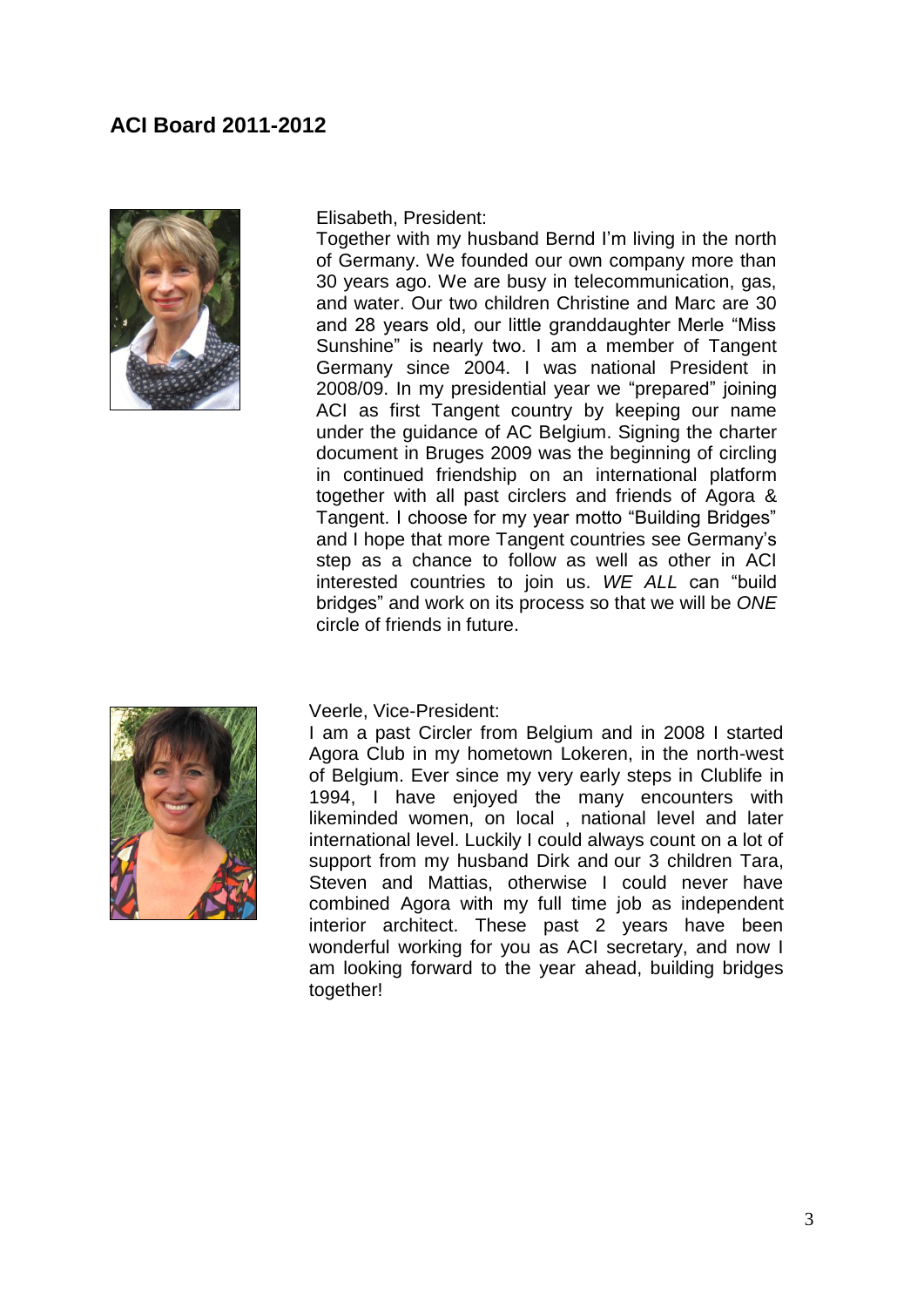## ACI Board 2011-2012

Elisabeth, President:

Together with my husband Bernd I'm living in the north of Germany. We founded our own company more than 30 years ago. We are busy in telecommunication, gas, and water. Our two children Christine and Marc are 30 and 28 years old, our little granddaughter Merle "Miss Sunshine" is nearly two. I am a member of Tangent Germany since 2004. I was national President in 2008/09. In my presidential year we "prepared" joining ACI as first Tangent country by keeping our name under the guidance of AC Belgium. Signing the charter document in Bruges 2009 was the beginning of circling in continued friendship on an international platform together with all past circlers and friends of Agora & Tangent. I choose for my year motto "Building Bridges" and I hope that more Tangent countries see Germany's step as a chance to follow as well as other in ACI interested countries to join us. *WE ALL* can "build bridges" and work on its process so that we will be *ONE* circle of friends in future.

Veerle, Vice-President:

I am a past Circler from Belgium and in 2008 I started Agora Club in my hometown Lokeren, in the north-west of Belgium. Ever since my very early steps in Clublife in 1994, I have enjoyed the many encounters with likeminded women, on local , national level and later international level. Luckily I could always count on a lot of support from my husband Dirk and our 3 children Tara, Steven and Mattias, otherwise I could never have combined Agora with my full time job as independent interior architect. These past 2 years have been wonderful working for you as ACI secretary, and now I am looking forward to the year ahead, building bridges together!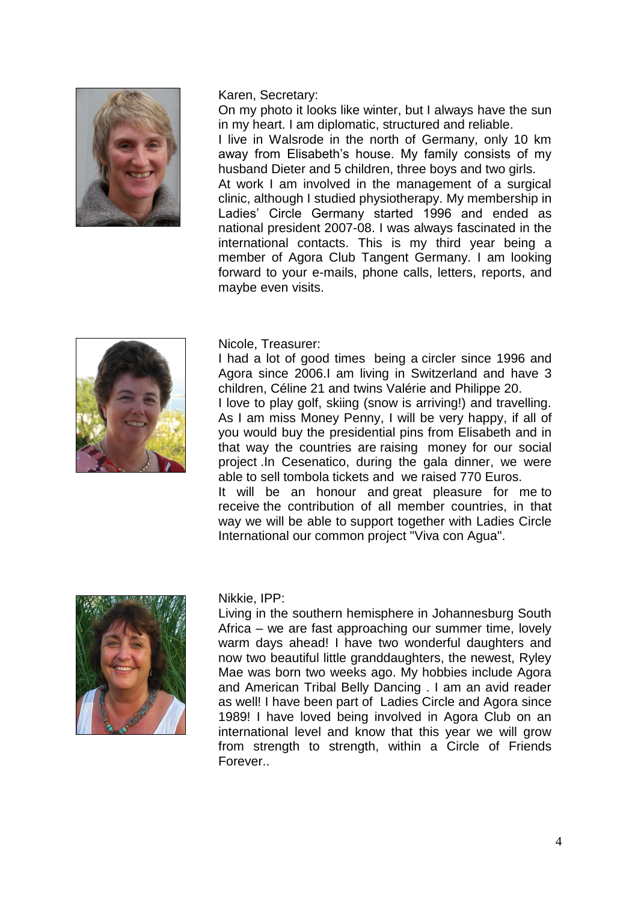Karen, Secretary:

On my photo it looks like winter, but I always have the sun in my heart. I am diplomatic, structured and reliable.

I live in Walsrode in the north of Germany, only 10 km away from Elisabeth's house. My family consists of my husband Dieter and 5 children, three boys and two girls.

At work I am involved in the management of a surgical clinic, although I studied physiotherapy. My membership in Ladies' Circle Germany started 1996 and ended as national president 2007-08. I was always fascinated in the international contacts. This is my third year being a member of Agora Club Tangent Germany. I am looking forward to your e-mails, phone calls, letters, reports, and maybe even visits.

Nicole, Treasurer:

I had a lot of good times being a circler since 1996 and Agora since 2006.I am living in Switzerland and have 3 children, Céline 21 and twins Valérie and Philippe 20.

I love to play golf, skiing (snow is arriving!) and travelling. As I am miss Money Penny, I will be very happy, if all of you would buy the presidential pins from Elisabeth and in that way the countries are raising money for our social project .In Cesenatico, during the gala dinner, we were able to sell tombola tickets and we raised 770 Euros.

It will be an honour and great pleasure for me to receive the contribution of all member countries, in that way we will be able to support together with Ladies Circle International our common project "Viva con Agua".

Nikkie, IPP:

Living in the southern hemisphere in Johannesburg South Africa – we are fast approaching our summer time, lovely warm days ahead! I have two wonderful daughters and now two beautiful little granddaughters, the newest, Ryley Mae was born two weeks ago. My hobbies include Agora and American Tribal Belly Dancing . I am an avid reader as well! I have been part of Ladies Circle and Agora since 1989! I have loved being involved in Agora Club on an international level and know that this year we will grow from strength to strength, within a Circle of Friends Forever..